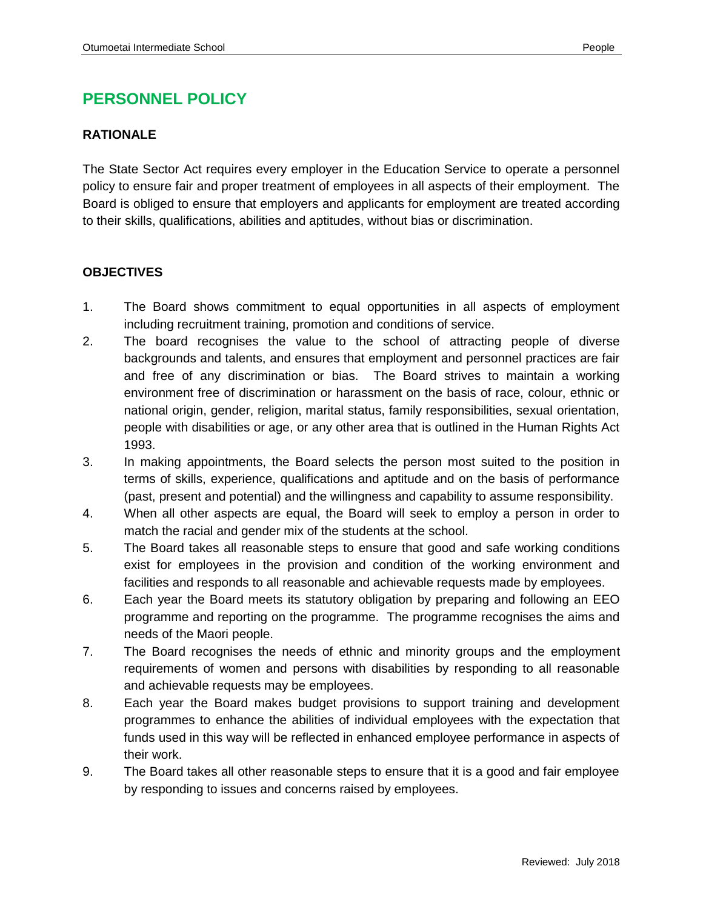# PERSONNEL POLICY

## RATIONALE

The State Sector Act requires every employer in the Education Service to operate a personnel policy to ensure fair and proper treatment of employees in all aspects of their employment. The Board is obliged to ensure that employers and applicants for employment are treated according to their skills, qualifications, abilities and aptitudes, without bias or discrimination.

## OBJECTIVES

1. The Board shows commitment to equal opportunities in all aspects of employment including recruitment training, promotion and conditions of service.
2. The board recognises the value to the school of attracting people of diverse backgrounds and talents, and ensures that employment and personnel practices are fair and free of any discrimination or bias. The Board strives to maintain a working environment free of discrimination or harassment on the basis of race, colour, ethnic or national origin, gender, religion, marital status, family responsibilities, sexual orientation, people with disabilities or age, or any other area that is outlined in the Human Rights Act 1993.
3. In making appointments, the Board selects the person most suited to the position in terms of skills, experience, qualifications and aptitude and on the basis of performance (past, present and potential) and the willingness and capability to assume responsibility.
4. When all other aspects are equal, the Board will seek to employ a person in order to match the racial and gender mix of the students at the school.
5. The Board takes all reasonable steps to ensure that good and safe working conditions exist for employees in the provision and condition of the working environment and facilities and responds to all reasonable and achievable requests made by employees.
6. Each year the Board meets its statutory obligation by preparing and following an EEO programme and reporting on the programme. The programme recognises the aims and needs of the Maori people.
7. The Board recognises the needs of ethnic and minority groups and the employment requirements of women and persons with disabilities by responding to all reasonable and achievable requests may be employees.
8. Each year the Board makes budget provisions to support training and development programmes to enhance the abilities of individual employees with the expectation that funds used in this way will be reflected in enhanced employee performance in aspects of their work.
9. The Board takes all other reasonable steps to ensure that it is a good and fair employee by responding to issues and concerns raised by employees.

Reviewed: July 2018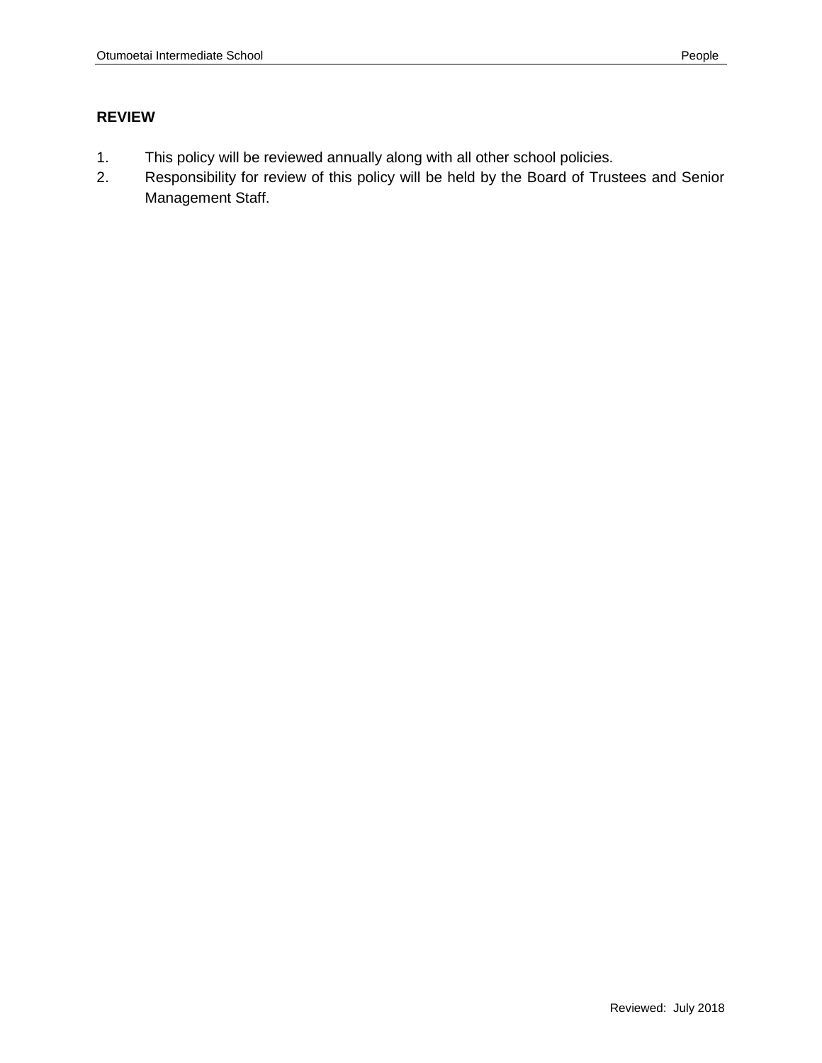**REVIEW**

1. This policy will be reviewed annually along with all other school policies.
2. Responsibility for review of this policy will be held by the Board of Trustees and Senior Management Staff.

Reviewed: July 2018